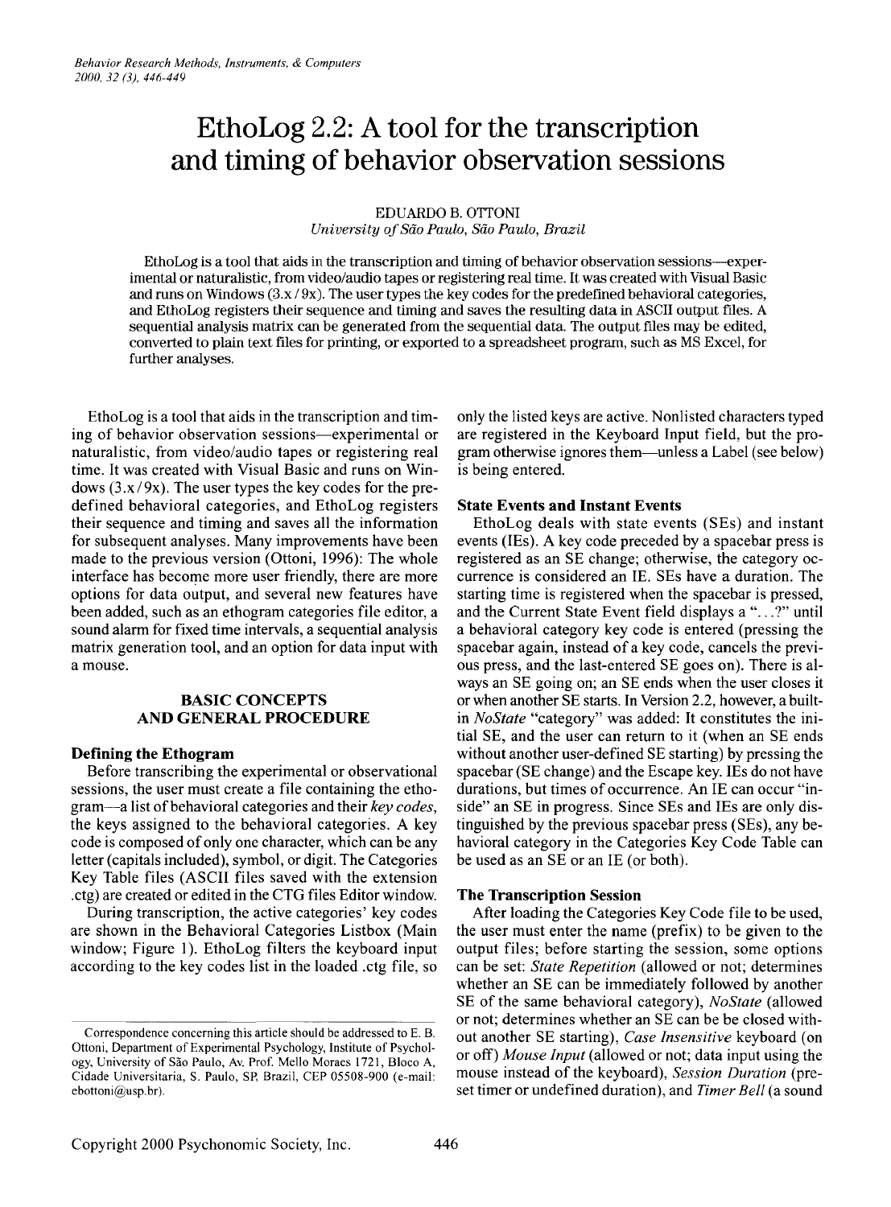# EthoLog 2.2: A tool for the transcription and timing of behavior observation sessions

EDUARDO B. OTTONI
*University of São Paulo, São Paulo, Brazil*

EthoLog is a tool that aids in the transcription and timing of behavior observation sessions—experimental or naturalistic, from video/audio tapes or registering real time. It was created with Visual Basic and runs on Windows (3.x / 9x). The user types the key codes for the predefined behavioral categories, and EthoLog registers their sequence and timing and saves the resulting data in ASCII output files. A sequential analysis matrix can be generated from the sequential data. The output files may be edited, converted to plain text files for printing, or exported to a spreadsheet program, such as MS Excel, for further analyses.

EthoLog is a tool that aids in the transcription and timing of behavior observation sessions—experimental or naturalistic, from video/audio tapes or registering real time. It was created with Visual Basic and runs on Windows (3.x / 9x). The user types the key codes for the predefined behavioral categories, and EthoLog registers their sequence and timing and saves all the information for subsequent analyses. Many improvements have been made to the previous version (Ottoni, 1996): The whole interface has become more user friendly, there are more options for data output, and several new features have been added, such as an ethogram categories file editor, a sound alarm for fixed time intervals, a sequential analysis matrix generation tool, and an option for data input with a mouse.

## BASIC CONCEPTS AND GENERAL PROCEDURE

### Defining the Ethogram

Before transcribing the experimental or observational sessions, the user must create a file containing the ethogram—a list of behavioral categories and their *key codes*, the keys assigned to the behavioral categories. A key code is composed of only one character, which can be any letter (capitals included), symbol, or digit. The Categories Key Table files (ASCII files saved with the extension .ctg) are created or edited in the CTG files Editor window.

During transcription, the active categories' key codes are shown in the Behavioral Categories Listbox (Main window; Figure 1). EthoLog filters the keyboard input according to the key codes list in the loaded .ctg file, so only the listed keys are active. Nonlisted characters typed are registered in the Keyboard Input field, but the program otherwise ignores them—unless a Label (see below) is being entered.

### State Events and Instant Events

EthoLog deals with state events (SEs) and instant events (IEs). A key code preceded by a spacebar press is registered as an SE change; otherwise, the category occurrence is considered an IE. SEs have a duration. The starting time is registered when the spacebar is pressed, and the Current State Event field displays a "...?" until a behavioral category key code is entered (pressing the spacebar again, instead of a key code, cancels the previous press, and the last-entered SE goes on). There is always an SE going on; an SE ends when the user closes it or when another SE starts. In Version 2.2, however, a built-in *NoState* "category" was added: It constitutes the initial SE, and the user can return to it (when an SE ends without another user-defined SE starting) by pressing the spacebar (SE change) and the Escape key. IEs do not have durations, but times of occurrence. An IE can occur "inside" an SE in progress. Since SEs and IEs are only distinguished by the previous spacebar press (SEs), any behavioral category in the Categories Key Code Table can be used as an SE or an IE (or both).

### The Transcription Session

After loading the Categories Key Code file to be used, the user must enter the name (prefix) to be given to the output files; before starting the session, some options can be set: *State Repetition* (allowed or not; determines whether an SE can be immediately followed by another SE of the same behavioral category), *NoState* (allowed or not; determines whether an SE can be closed without another SE starting), *Case Insensitive* keyboard (on or off) *Mouse Input* (allowed or not; data input using the mouse instead of the keyboard), *Session Duration* (preset timer or undefined duration), and *Timer Bell* (a sound

Correspondence concerning this article should be addressed to E. B. Ottoni, Department of Experimental Psychology, Institute of Psychology, University of São Paulo, Av. Prof. Mello Moraes 1721, Bloco A, Cidade Universitaria, S. Paulo, SP, Brazil, CEP 05508-900 (e-mail: ebottoni@usp.br).

Copyright 2000 Psychonomic Society, Inc.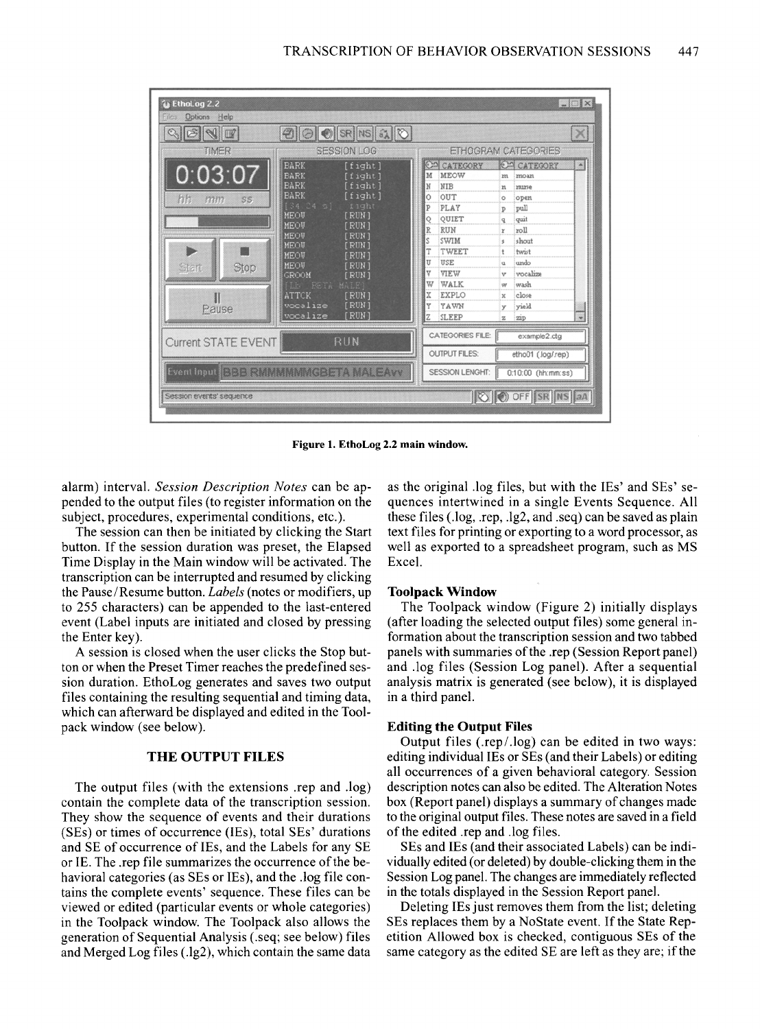Figure 1. EthoLog 2.2 main window.

alarm) interval. *Session Description Notes* can be appended to the output files (to register information on the subject, procedures, experimental conditions, etc.).

The session can then be initiated by clicking the Start button. If the session duration was preset, the Elapsed Time Display in the Main window will be activated. The transcription can be interrupted and resumed by clicking the Pause/Resume button. *Labels* (notes or modifiers, up to 255 characters) can be appended to the last-entered event (Label inputs are initiated and closed by pressing the Enter key).

A session is closed when the user clicks the Stop button or when the Preset Timer reaches the predefined session duration. EthoLog generates and saves two output files containing the resulting sequential and timing data, which can afterward be displayed and edited in the Toolpack window (see below).

## THE OUTPUT FILES

The output files (with the extensions .rep and .log) contain the complete data of the transcription session. They show the sequence of events and their durations (SEs) or times of occurrence (IEs), total SEs' durations and SE of occurrence of IEs, and the Labels for any SE or IE. The .rep file summarizes the occurrence of the behavioral categories (as SEs or IEs), and the .log file contains the complete events' sequence. These files can be viewed or edited (particular events or whole categories) in the Toolpack window. The Toolpack also allows the generation of Sequential Analysis (.seq; see below) files and Merged Log files (.lg2), which contain the same data as the original .log files, but with the IEs' and SEs' sequences intertwined in a single Events Sequence. All these files (.log, .rep, .lg2, and .seq) can be saved as plain text files for printing or exporting to a word processor, as well as exported to a spreadsheet program, such as MS Excel.

### Toolpack Window

The Toolpack window (Figure 2) initially displays (after loading the selected output files) some general information about the transcription session and two tabbed panels with summaries of the .rep (Session Report panel) and .log files (Session Log panel). After a sequential analysis matrix is generated (see below), it is displayed in a third panel.

### Editing the Output Files

Output files (.rep/.log) can be edited in two ways: editing individual IEs or SEs (and their Labels) or editing all occurrences of a given behavioral category. Session description notes can also be edited. The Alteration Notes box (Report panel) displays a summary of changes made to the original output files. These notes are saved in a field of the edited .rep and .log files.

SEs and IEs (and their associated Labels) can be individually edited (or deleted) by double-clicking them in the Session Log panel. The changes are immediately reflected in the totals displayed in the Session Report panel.

Deleting IEs just removes them from the list; deleting SEs replaces them by a NoState event. If the State Repetition Allowed box is checked, contiguous SEs of the same category as the edited SE are left as they are; if the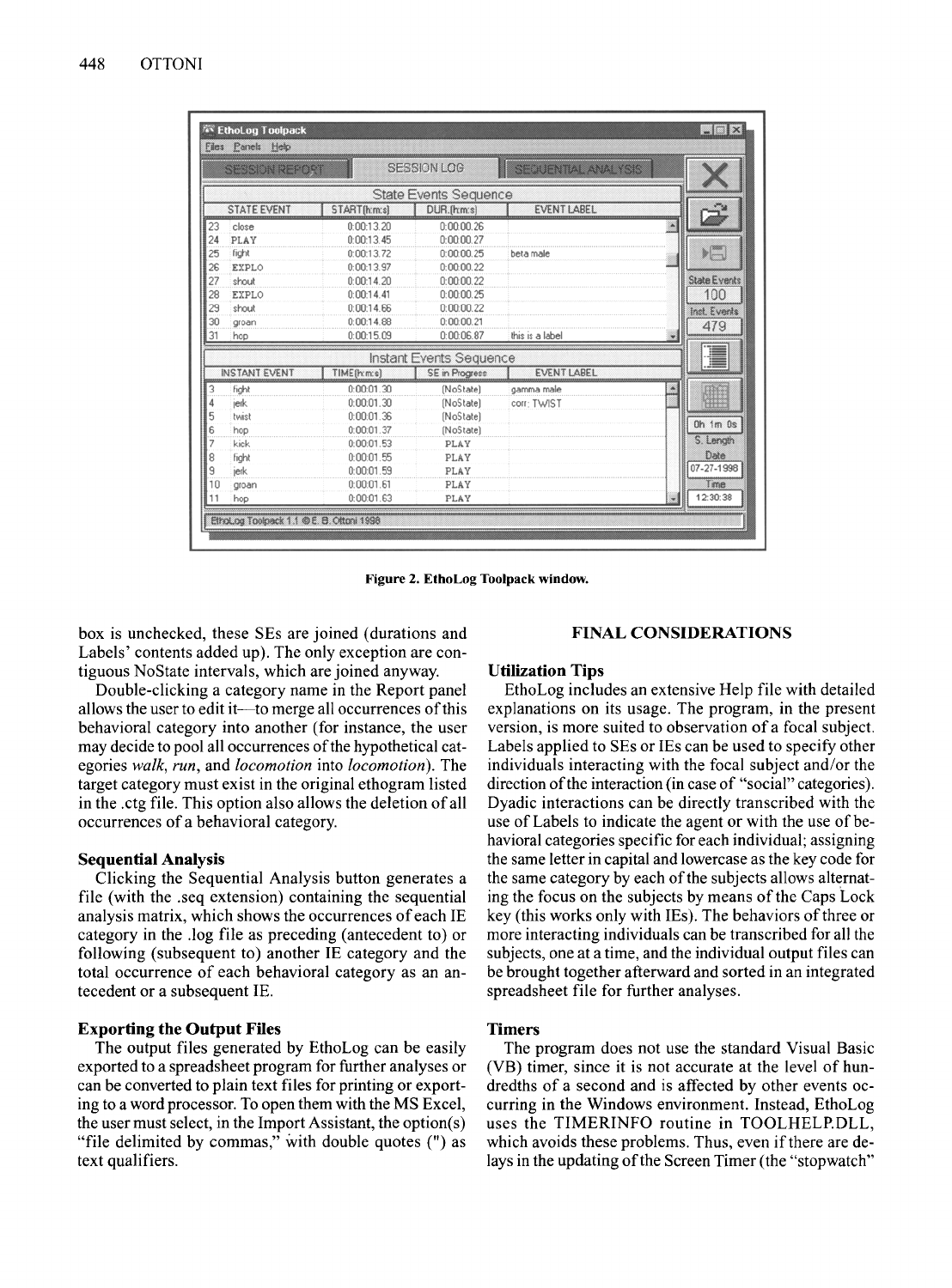Figure 2. EthoLog Toolpack window.

box is unchecked, these SEs are joined (durations and Labels' contents added up). The only exception are contiguous NoState intervals, which are joined anyway.

Double-clicking a category name in the Report panel allows the user to edit it—to merge all occurrences of this behavioral category into another (for instance, the user may decide to pool all occurrences of the hypothetical categories *walk*, *run*, and *locomotion* into *locomotion*). The target category must exist in the original ethogram listed in the .ctg file. This option also allows the deletion of all occurrences of a behavioral category.

### Sequential Analysis

Clicking the Sequential Analysis button generates a file (with the .seq extension) containing the sequential analysis matrix, which shows the occurrences of each IE category in the .log file as preceding (antecedent to) or following (subsequent to) another IE category and the total occurrence of each behavioral category as an antecedent or a subsequent IE.

### Exporting the Output Files

The output files generated by EthoLog can be easily exported to a spreadsheet program for further analyses or can be converted to plain text files for printing or exporting to a word processor. To open them with the MS Excel, the user must select, in the Import Assistant, the option(s) "file delimited by commas," with double quotes (") as text qualifiers.

## FINAL CONSIDERATIONS

### Utilization Tips

EthoLog includes an extensive Help file with detailed explanations on its usage. The program, in the present version, is more suited to observation of a focal subject. Labels applied to SEs or IEs can be used to specify other individuals interacting with the focal subject and/or the direction of the interaction (in case of "social" categories). Dyadic interactions can be directly transcribed with the use of Labels to indicate the agent or with the use of behavioral categories specific for each individual; assigning the same letter in capital and lowercase as the key code for the same category by each of the subjects allows alternating the focus on the subjects by means of the Caps Lock key (this works only with IEs). The behaviors of three or more interacting individuals can be transcribed for all the subjects, one at a time, and the individual output files can be brought together afterward and sorted in an integrated spreadsheet file for further analyses.

### Timers

The program does not use the standard Visual Basic (VB) timer, since it is not accurate at the level of hundredths of a second and is affected by other events occurring in the Windows environment. Instead, EthoLog uses the TIMERINFO routine in TOOLHELP.DLL, which avoids these problems. Thus, even if there are delays in the updating of the Screen Timer (the "stopwatch"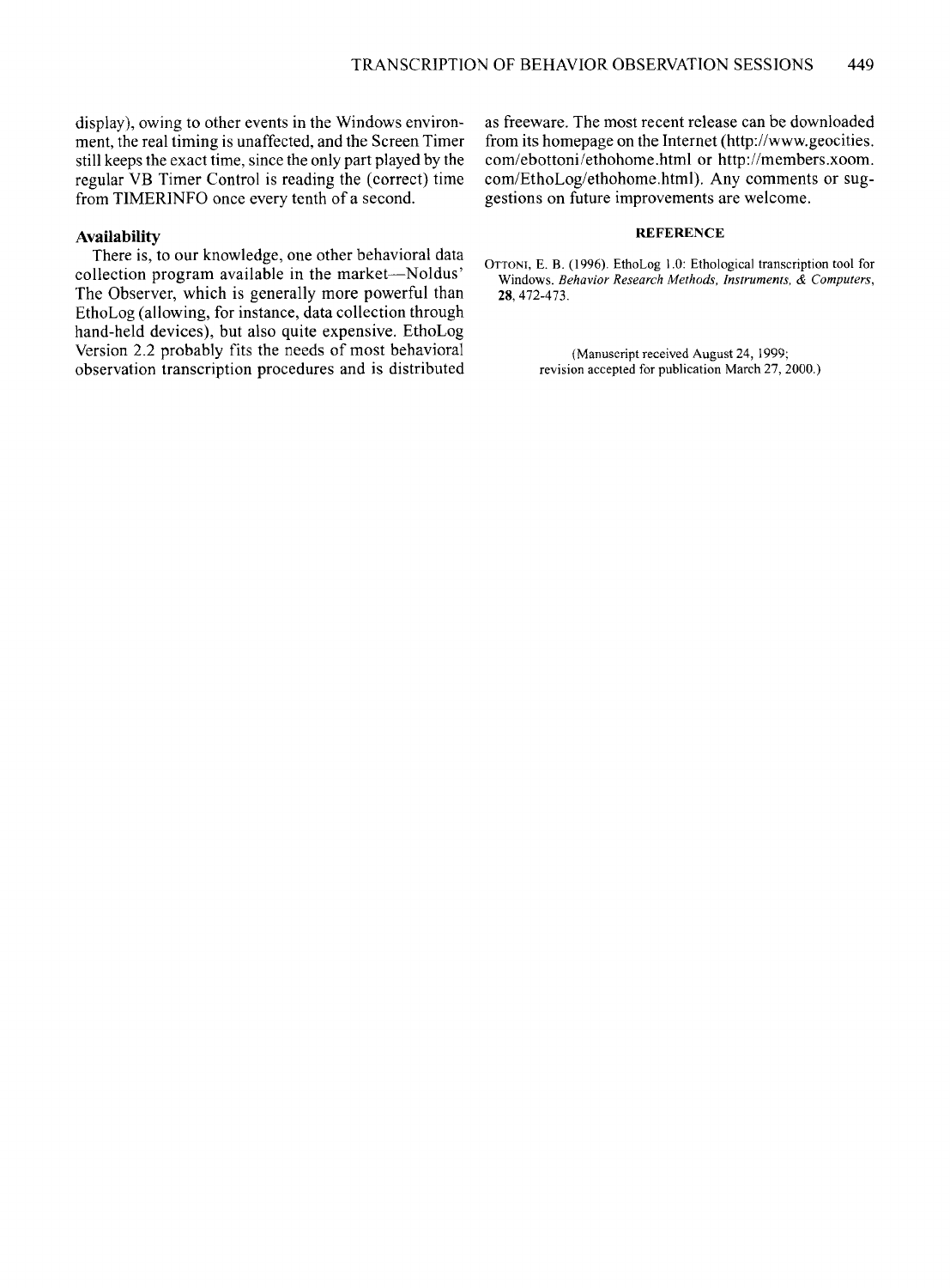display), owing to other events in the Windows environment, the real timing is unaffected, and the Screen Timer still keeps the exact time, since the only part played by the regular VB Timer Control is reading the (correct) time from TIMERINFO once every tenth of a second.

## Availability

There is, to our knowledge, one other behavioral data collection program available in the market—Noldus' The Observer, which is generally more powerful than EthoLog (allowing, for instance, data collection through hand-held devices), but also quite expensive. EthoLog Version 2.2 probably fits the needs of most behavioral observation transcription procedures and is distributed as freeware. The most recent release can be downloaded from its homepage on the Internet (http://www.geocities.com/ebottoni/ethohome.html or http://members.xoom.com/EthoLog/ethohome.html). Any comments or suggestions on future improvements are welcome.

## REFERENCE

Ottoni, E. B. (1996). EthoLog 1.0: Ethological transcription tool for Windows. *Behavior Research Methods, Instruments, & Computers*, **28**, 472-473.

(Manuscript received August 24, 1999;
revision accepted for publication March 27, 2000.)